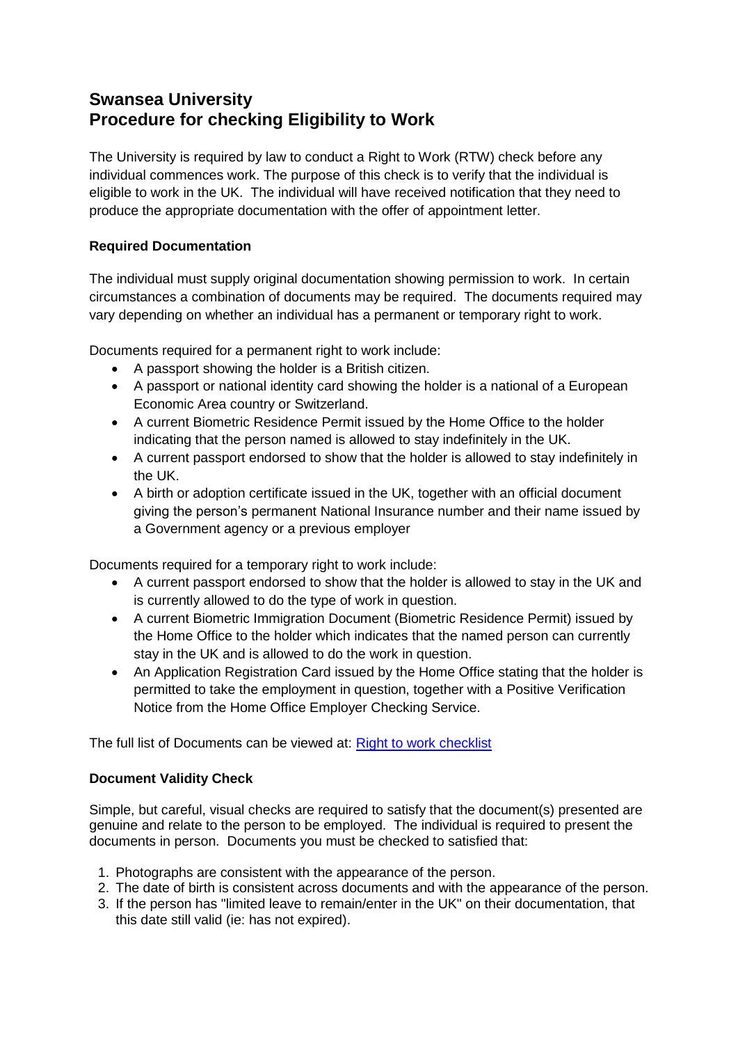# Swansea University
# Procedure for checking Eligibility to Work

The University is required by law to conduct a Right to Work (RTW) check before any individual commences work. The purpose of this check is to verify that the individual is eligible to work in the UK. The individual will have received notification that they need to produce the appropriate documentation with the offer of appointment letter.

**Required Documentation**

The individual must supply original documentation showing permission to work. In certain circumstances a combination of documents may be required. The documents required may vary depending on whether an individual has a permanent or temporary right to work.

Documents required for a permanent right to work include:

- A passport showing the holder is a British citizen.
- A passport or national identity card showing the holder is a national of a European Economic Area country or Switzerland.
- A current Biometric Residence Permit issued by the Home Office to the holder indicating that the person named is allowed to stay indefinitely in the UK.
- A current passport endorsed to show that the holder is allowed to stay indefinitely in the UK.
- A birth or adoption certificate issued in the UK, together with an official document giving the person's permanent National Insurance number and their name issued by a Government agency or a previous employer

Documents required for a temporary right to work include:

- A current passport endorsed to show that the holder is allowed to stay in the UK and is currently allowed to do the type of work in question.
- A current Biometric Immigration Document (Biometric Residence Permit) issued by the Home Office to the holder which indicates that the named person can currently stay in the UK and is allowed to do the work in question.
- An Application Registration Card issued by the Home Office stating that the holder is permitted to take the employment in question, together with a Positive Verification Notice from the Home Office Employer Checking Service.

The full list of Documents can be viewed at: Right to work checklist

**Document Validity Check**

Simple, but careful, visual checks are required to satisfy that the document(s) presented are genuine and relate to the person to be employed. The individual is required to present the documents in person. Documents you must be checked to satisfied that:

1. Photographs are consistent with the appearance of the person.
2. The date of birth is consistent across documents and with the appearance of the person.
3. If the person has "limited leave to remain/enter in the UK" on their documentation, that this date still valid (ie: has not expired).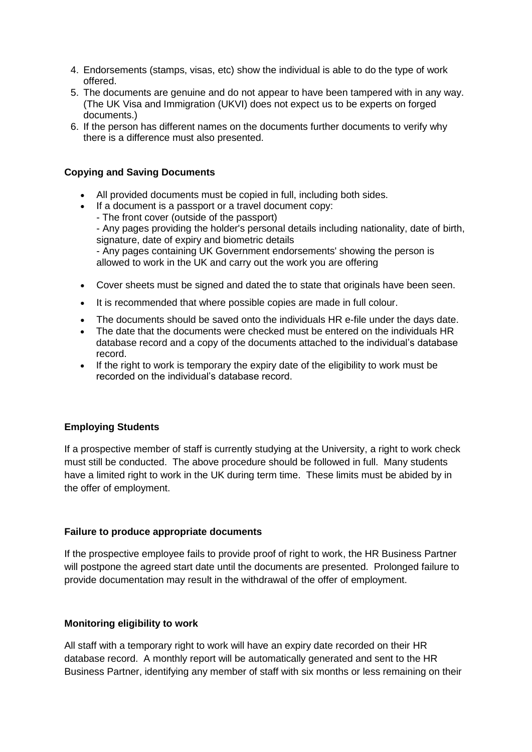4. Endorsements (stamps, visas, etc) show the individual is able to do the type of work offered.
5. The documents are genuine and do not appear to have been tampered with in any way. (The UK Visa and Immigration (UKVI) does not expect us to be experts on forged documents.)
6. If the person has different names on the documents further documents to verify why there is a difference must also presented.

**Copying and Saving Documents**

- All provided documents must be copied in full, including both sides.
- If a document is a passport or a travel document copy:
  - The front cover (outside of the passport)
  - Any pages providing the holder's personal details including nationality, date of birth, signature, date of expiry and biometric details
  - Any pages containing UK Government endorsements' showing the person is allowed to work in the UK and carry out the work you are offering
- Cover sheets must be signed and dated the to state that originals have been seen.
- It is recommended that where possible copies are made in full colour.
- The documents should be saved onto the individuals HR e-file under the days date.
- The date that the documents were checked must be entered on the individuals HR database record and a copy of the documents attached to the individual's database record.
- If the right to work is temporary the expiry date of the eligibility to work must be recorded on the individual's database record.

**Employing Students**

If a prospective member of staff is currently studying at the University, a right to work check must still be conducted. The above procedure should be followed in full. Many students have a limited right to work in the UK during term time. These limits must be abided by in the offer of employment.

**Failure to produce appropriate documents**

If the prospective employee fails to provide proof of right to work, the HR Business Partner will postpone the agreed start date until the documents are presented. Prolonged failure to provide documentation may result in the withdrawal of the offer of employment.

**Monitoring eligibility to work**

All staff with a temporary right to work will have an expiry date recorded on their HR database record. A monthly report will be automatically generated and sent to the HR Business Partner, identifying any member of staff with six months or less remaining on their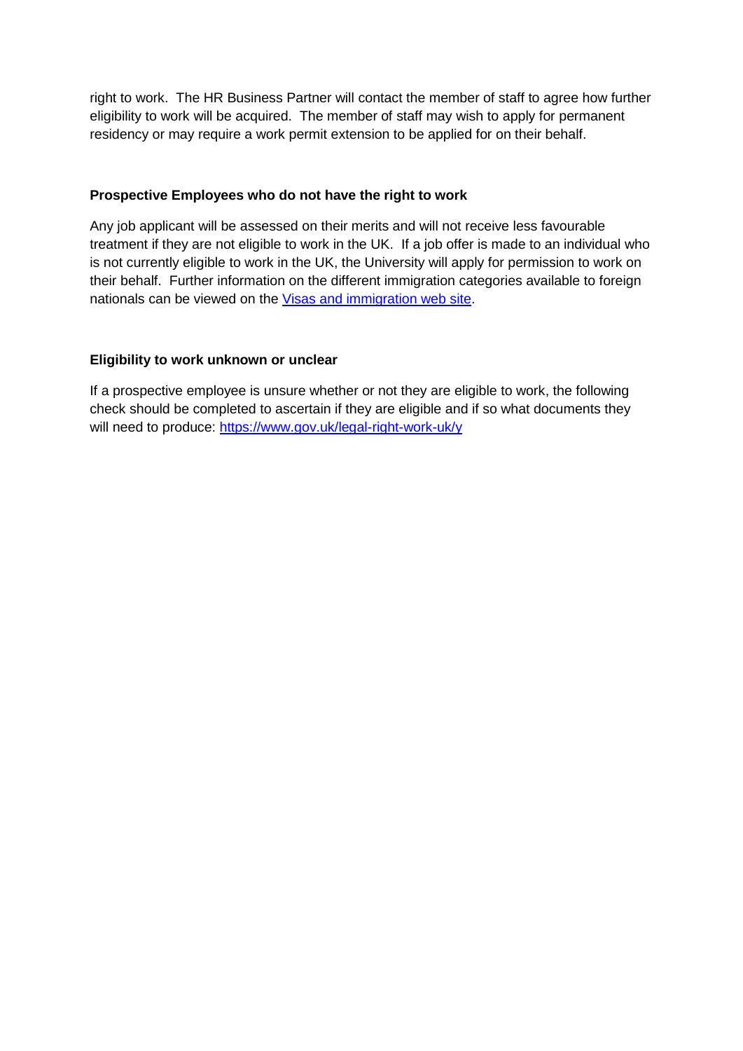right to work. The HR Business Partner will contact the member of staff to agree how further eligibility to work will be acquired. The member of staff may wish to apply for permanent residency or may require a work permit extension to be applied for on their behalf.

**Prospective Employees who do not have the right to work**

Any job applicant will be assessed on their merits and will not receive less favourable treatment if they are not eligible to work in the UK. If a job offer is made to an individual who is not currently eligible to work in the UK, the University will apply for permission to work on their behalf. Further information on the different immigration categories available to foreign nationals can be viewed on the Visas and immigration web site.

**Eligibility to work unknown or unclear**

If a prospective employee is unsure whether or not they are eligible to work, the following check should be completed to ascertain if they are eligible and if so what documents they will need to produce: https://www.gov.uk/legal-right-work-uk/y